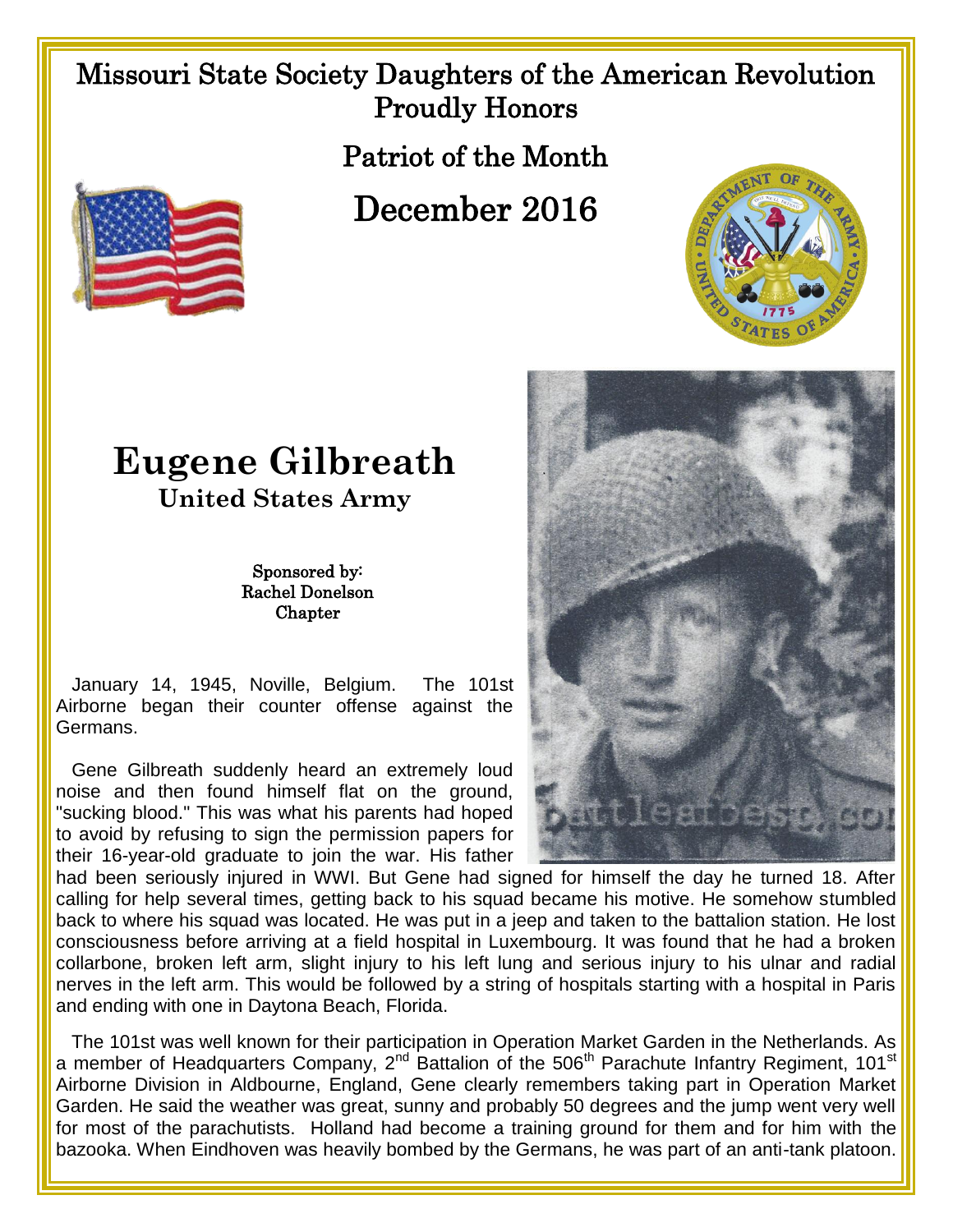# Missouri State Society Daughters of the American Revolution Proudly Honors

## Patriot of the Month

## December 2016

# Eugene Gilbreath

### United States Army

Sponsored by:
Rachel Donelson
Chapter

January 14, 1945, Noville, Belgium. The 101st Airborne began their counter offense against the Germans.

Gene Gilbreath suddenly heard an extremely loud noise and then found himself flat on the ground, "sucking blood." This was what his parents had hoped to avoid by refusing to sign the permission papers for their 16-year-old graduate to join the war. His father had been seriously injured in WWI. But Gene had signed for himself the day he turned 18. After calling for help several times, getting back to his squad became his motive. He somehow stumbled back to where his squad was located. He was put in a jeep and taken to the battalion station. He lost consciousness before arriving at a field hospital in Luxembourg. It was found that he had a broken collarbone, broken left arm, slight injury to his left lung and serious injury to his ulnar and radial nerves in the left arm. This would be followed by a string of hospitals starting with a hospital in Paris and ending with one in Daytona Beach, Florida.

The 101st was well known for their participation in Operation Market Garden in the Netherlands. As a member of Headquarters Company, 2nd Battalion of the 506th Parachute Infantry Regiment, 101st Airborne Division in Aldbourne, England, Gene clearly remembers taking part in Operation Market Garden. He said the weather was great, sunny and probably 50 degrees and the jump went very well for most of the parachutists. Holland had become a training ground for them and for him with the bazooka. When Eindhoven was heavily bombed by the Germans, he was part of an anti-tank platoon.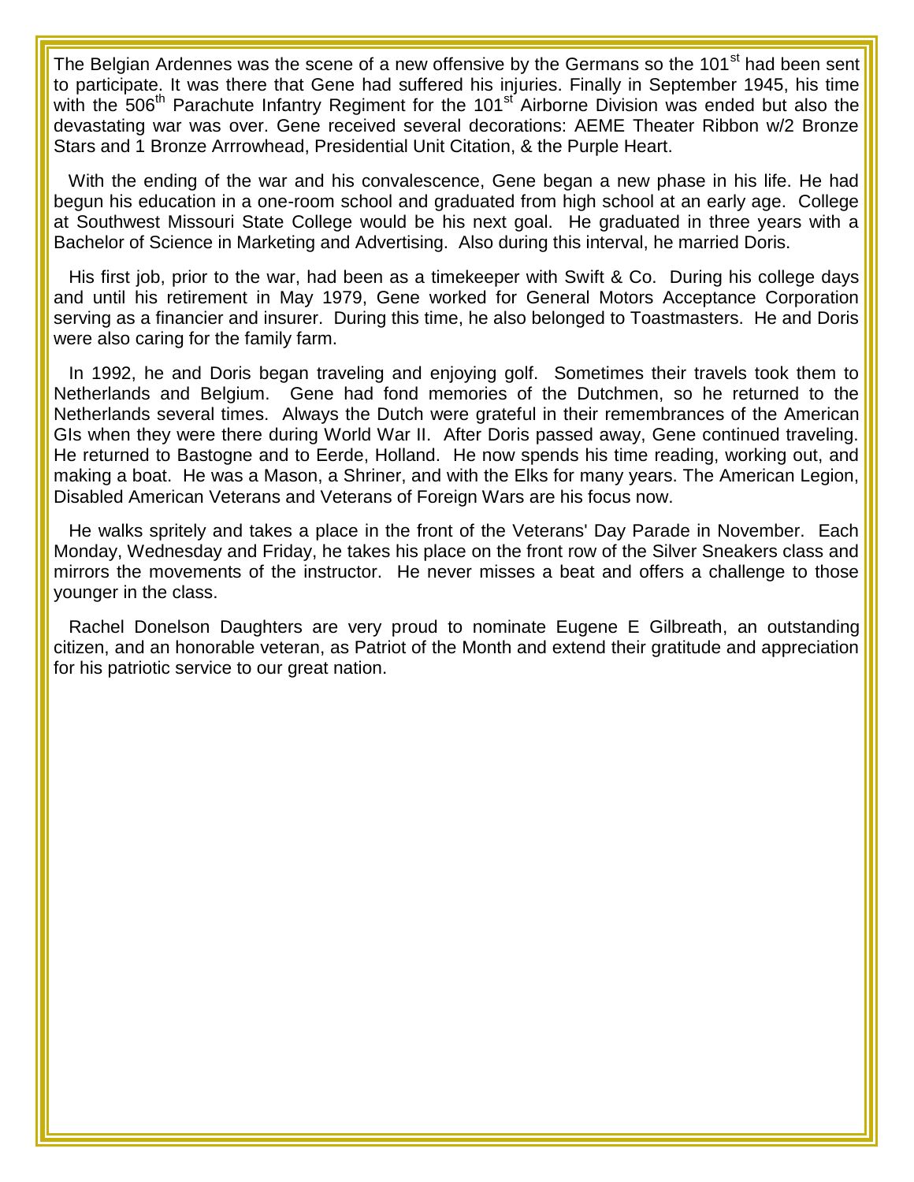The Belgian Ardennes was the scene of a new offensive by the Germans so the 101st had been sent to participate. It was there that Gene had suffered his injuries. Finally in September 1945, his time with the 506th Parachute Infantry Regiment for the 101st Airborne Division was ended but also the devastating war was over. Gene received several decorations: AEME Theater Ribbon w/2 Bronze Stars and 1 Bronze Arrrowhead, Presidential Unit Citation, & the Purple Heart.

With the ending of the war and his convalescence, Gene began a new phase in his life. He had begun his education in a one-room school and graduated from high school at an early age. College at Southwest Missouri State College would be his next goal. He graduated in three years with a Bachelor of Science in Marketing and Advertising. Also during this interval, he married Doris.

His first job, prior to the war, had been as a timekeeper with Swift & Co. During his college days and until his retirement in May 1979, Gene worked for General Motors Acceptance Corporation serving as a financier and insurer. During this time, he also belonged to Toastmasters. He and Doris were also caring for the family farm.

In 1992, he and Doris began traveling and enjoying golf. Sometimes their travels took them to Netherlands and Belgium. Gene had fond memories of the Dutchmen, so he returned to the Netherlands several times. Always the Dutch were grateful in their remembrances of the American GIs when they were there during World War II. After Doris passed away, Gene continued traveling. He returned to Bastogne and to Eerde, Holland. He now spends his time reading, working out, and making a boat. He was a Mason, a Shriner, and with the Elks for many years. The American Legion, Disabled American Veterans and Veterans of Foreign Wars are his focus now.

He walks spritely and takes a place in the front of the Veterans' Day Parade in November. Each Monday, Wednesday and Friday, he takes his place on the front row of the Silver Sneakers class and mirrors the movements of the instructor. He never misses a beat and offers a challenge to those younger in the class.

Rachel Donelson Daughters are very proud to nominate Eugene E Gilbreath, an outstanding citizen, and an honorable veteran, as Patriot of the Month and extend their gratitude and appreciation for his patriotic service to our great nation.